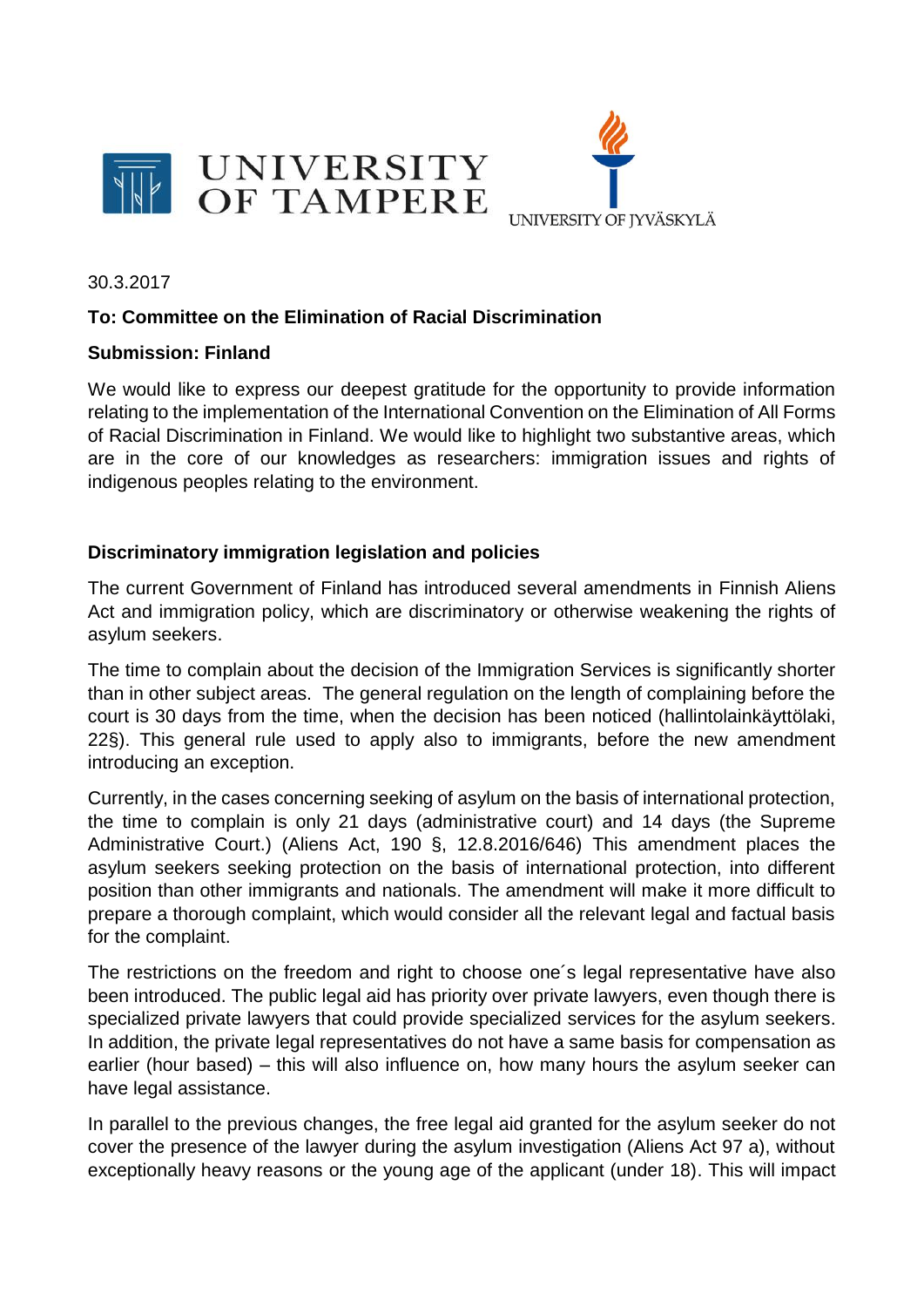UNIVERSITY OF TAMPERE

UNIVERSITY OF JYVÄSKYLÄ

30.3.2017

**To: Committee on the Elimination of Racial Discrimination**

**Submission: Finland**

We would like to express our deepest gratitude for the opportunity to provide information relating to the implementation of the International Convention on the Elimination of All Forms of Racial Discrimination in Finland. We would like to highlight two substantive areas, which are in the core of our knowledges as researchers: immigration issues and rights of indigenous peoples relating to the environment.

**Discriminatory immigration legislation and policies**

The current Government of Finland has introduced several amendments in Finnish Aliens Act and immigration policy, which are discriminatory or otherwise weakening the rights of asylum seekers.

The time to complain about the decision of the Immigration Services is significantly shorter than in other subject areas. The general regulation on the length of complaining before the court is 30 days from the time, when the decision has been noticed (hallintolainkäyttölaki, 22§). This general rule used to apply also to immigrants, before the new amendment introducing an exception.

Currently, in the cases concerning seeking of asylum on the basis of international protection, the time to complain is only 21 days (administrative court) and 14 days (the Supreme Administrative Court.) (Aliens Act, 190 §, 12.8.2016/646) This amendment places the asylum seekers seeking protection on the basis of international protection, into different position than other immigrants and nationals. The amendment will make it more difficult to prepare a thorough complaint, which would consider all the relevant legal and factual basis for the complaint.

The restrictions on the freedom and right to choose one´s legal representative have also been introduced. The public legal aid has priority over private lawyers, even though there is specialized private lawyers that could provide specialized services for the asylum seekers. In addition, the private legal representatives do not have a same basis for compensation as earlier (hour based) – this will also influence on, how many hours the asylum seeker can have legal assistance.

In parallel to the previous changes, the free legal aid granted for the asylum seeker do not cover the presence of the lawyer during the asylum investigation (Aliens Act 97 a), without exceptionally heavy reasons or the young age of the applicant (under 18). This will impact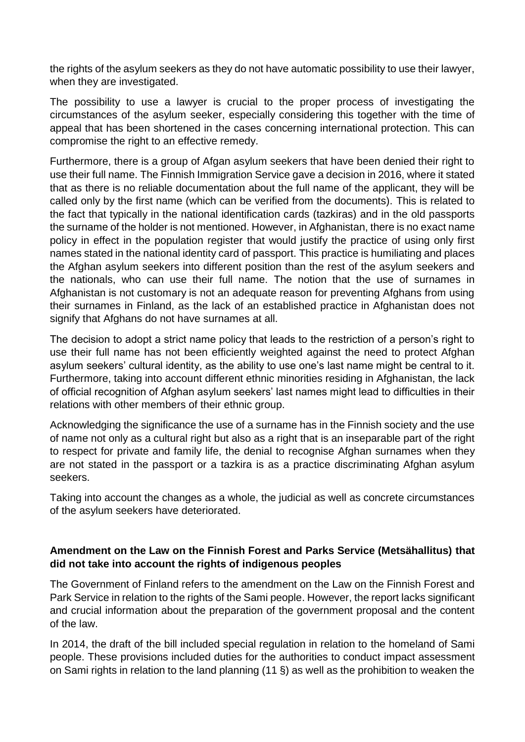the rights of the asylum seekers as they do not have automatic possibility to use their lawyer, when they are investigated.

The possibility to use a lawyer is crucial to the proper process of investigating the circumstances of the asylum seeker, especially considering this together with the time of appeal that has been shortened in the cases concerning international protection. This can compromise the right to an effective remedy.

Furthermore, there is a group of Afgan asylum seekers that have been denied their right to use their full name. The Finnish Immigration Service gave a decision in 2016, where it stated that as there is no reliable documentation about the full name of the applicant, they will be called only by the first name (which can be verified from the documents). This is related to the fact that typically in the national identification cards (tazkiras) and in the old passports the surname of the holder is not mentioned. However, in Afghanistan, there is no exact name policy in effect in the population register that would justify the practice of using only first names stated in the national identity card of passport. This practice is humiliating and places the Afghan asylum seekers into different position than the rest of the asylum seekers and the nationals, who can use their full name. The notion that the use of surnames in Afghanistan is not customary is not an adequate reason for preventing Afghans from using their surnames in Finland, as the lack of an established practice in Afghanistan does not signify that Afghans do not have surnames at all.

The decision to adopt a strict name policy that leads to the restriction of a person's right to use their full name has not been efficiently weighted against the need to protect Afghan asylum seekers' cultural identity, as the ability to use one's last name might be central to it. Furthermore, taking into account different ethnic minorities residing in Afghanistan, the lack of official recognition of Afghan asylum seekers' last names might lead to difficulties in their relations with other members of their ethnic group.

Acknowledging the significance the use of a surname has in the Finnish society and the use of name not only as a cultural right but also as a right that is an inseparable part of the right to respect for private and family life, the denial to recognise Afghan surnames when they are not stated in the passport or a tazkira is as a practice discriminating Afghan asylum seekers.

Taking into account the changes as a whole, the judicial as well as concrete circumstances of the asylum seekers have deteriorated.

**Amendment on the Law on the Finnish Forest and Parks Service (Metsähallitus) that did not take into account the rights of indigenous peoples**

The Government of Finland refers to the amendment on the Law on the Finnish Forest and Park Service in relation to the rights of the Sami people. However, the report lacks significant and crucial information about the preparation of the government proposal and the content of the law.

In 2014, the draft of the bill included special regulation in relation to the homeland of Sami people. These provisions included duties for the authorities to conduct impact assessment on Sami rights in relation to the land planning (11 §) as well as the prohibition to weaken the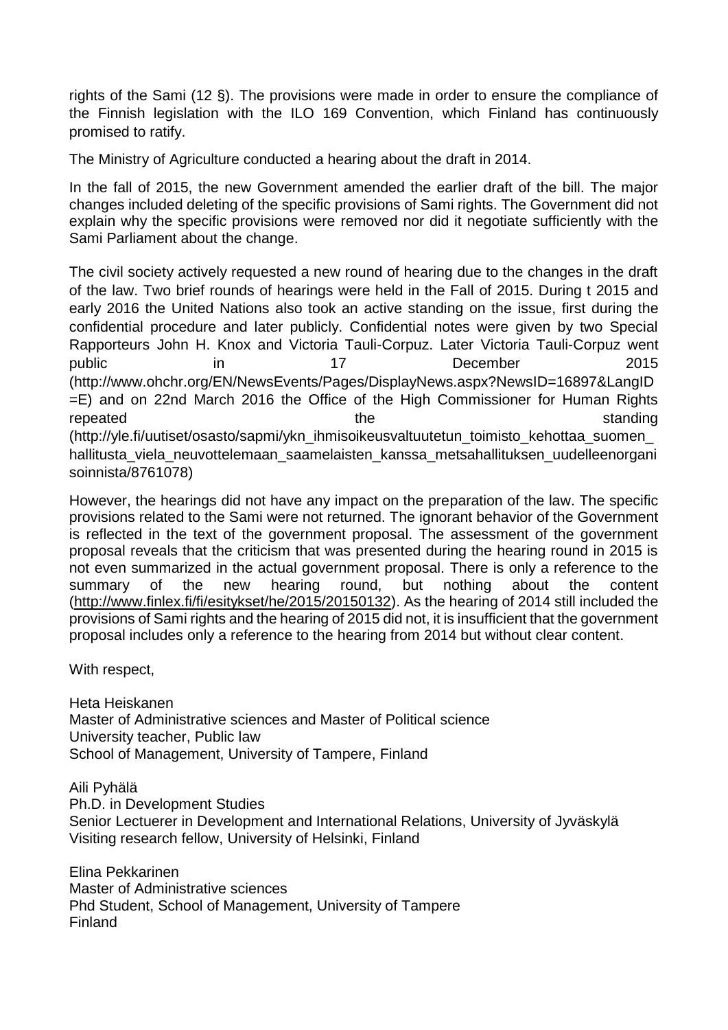rights of the Sami (12 §). The provisions were made in order to ensure the compliance of the Finnish legislation with the ILO 169 Convention, which Finland has continuously promised to ratify.

The Ministry of Agriculture conducted a hearing about the draft in 2014.

In the fall of 2015, the new Government amended the earlier draft of the bill. The major changes included deleting of the specific provisions of Sami rights. The Government did not explain why the specific provisions were removed nor did it negotiate sufficiently with the Sami Parliament about the change.

The civil society actively requested a new round of hearing due to the changes in the draft of the law. Two brief rounds of hearings were held in the Fall of 2015. During t 2015 and early 2016 the United Nations also took an active standing on the issue, first during the confidential procedure and later publicly. Confidential notes were given by two Special Rapporteurs John H. Knox and Victoria Tauli-Corpuz. Later Victoria Tauli-Corpuz went public in 17 December 2015 (http://www.ohchr.org/EN/NewsEvents/Pages/DisplayNews.aspx?NewsID=16897&LangID=E) and on 22nd March 2016 the Office of the High Commissioner for Human Rights repeated the standing (http://yle.fi/uutiset/osasto/sapmi/ykn_ihmisoikeusvaltuutetun_toimisto_kehottaa_suomen_hallitusta_viela_neuvottelemaan_saamelaisten_kanssa_metsahallituksen_uudelleenorganisoinnista/8761078)

However, the hearings did not have any impact on the preparation of the law. The specific provisions related to the Sami were not returned. The ignorant behavior of the Government is reflected in the text of the government proposal. The assessment of the government proposal reveals that the criticism that was presented during the hearing round in 2015 is not even summarized in the actual government proposal. There is only a reference to the summary of the new hearing round, but nothing about the content (http://www.finlex.fi/fi/esitykset/he/2015/20150132). As the hearing of 2014 still included the provisions of Sami rights and the hearing of 2015 did not, it is insufficient that the government proposal includes only a reference to the hearing from 2014 but without clear content.

With respect,

Heta Heiskanen
Master of Administrative sciences and Master of Political science
University teacher, Public law
School of Management, University of Tampere, Finland

Aili Pyhälä
Ph.D. in Development Studies
Senior Lecturer in Development and International Relations, University of Jyväskylä
Visiting research fellow, University of Helsinki, Finland

Elina Pekkarinen
Master of Administrative sciences
Phd Student, School of Management, University of Tampere
Finland